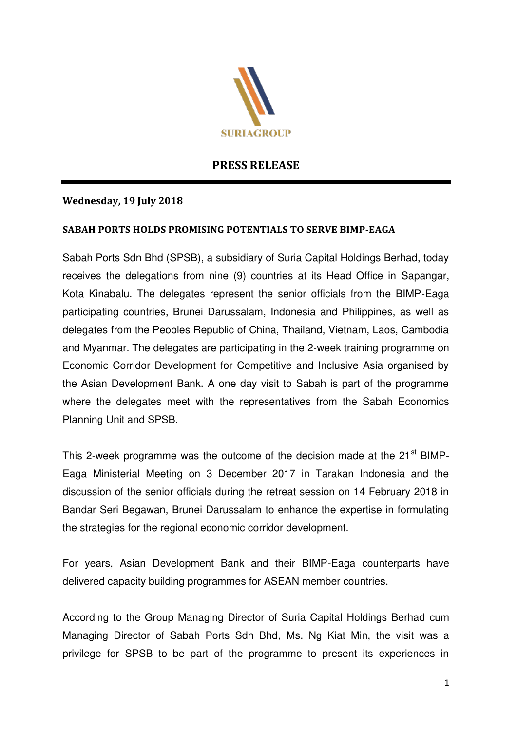SURIAGROUP

# PRESS RELEASE

**Wednesday, 19 July 2018**

**SABAH PORTS HOLDS PROMISING POTENTIALS TO SERVE BIMP-EAGA**

Sabah Ports Sdn Bhd (SPSB), a subsidiary of Suria Capital Holdings Berhad, today receives the delegations from nine (9) countries at its Head Office in Sapangar, Kota Kinabalu. The delegates represent the senior officials from the BIMP-Eaga participating countries, Brunei Darussalam, Indonesia and Philippines, as well as delegates from the Peoples Republic of China, Thailand, Vietnam, Laos, Cambodia and Myanmar. The delegates are participating in the 2-week training programme on Economic Corridor Development for Competitive and Inclusive Asia organised by the Asian Development Bank. A one day visit to Sabah is part of the programme where the delegates meet with the representatives from the Sabah Economics Planning Unit and SPSB.

This 2-week programme was the outcome of the decision made at the 21st BIMP-Eaga Ministerial Meeting on 3 December 2017 in Tarakan Indonesia and the discussion of the senior officials during the retreat session on 14 February 2018 in Bandar Seri Begawan, Brunei Darussalam to enhance the expertise in formulating the strategies for the regional economic corridor development.

For years, Asian Development Bank and their BIMP-Eaga counterparts have delivered capacity building programmes for ASEAN member countries.

According to the Group Managing Director of Suria Capital Holdings Berhad cum Managing Director of Sabah Ports Sdn Bhd, Ms. Ng Kiat Min, the visit was a privilege for SPSB to be part of the programme to present its experiences in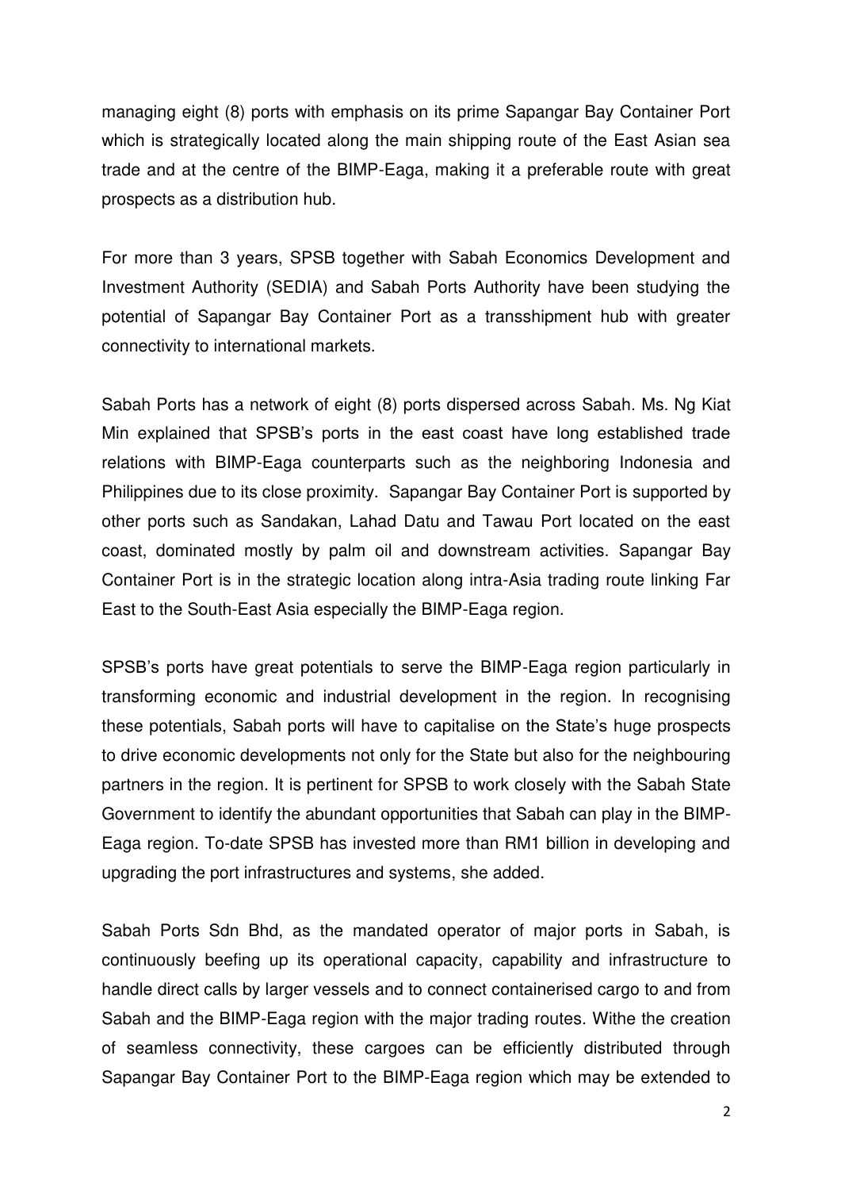managing eight (8) ports with emphasis on its prime Sapangar Bay Container Port which is strategically located along the main shipping route of the East Asian sea trade and at the centre of the BIMP-Eaga, making it a preferable route with great prospects as a distribution hub.

For more than 3 years, SPSB together with Sabah Economics Development and Investment Authority (SEDIA) and Sabah Ports Authority have been studying the potential of Sapangar Bay Container Port as a transshipment hub with greater connectivity to international markets.

Sabah Ports has a network of eight (8) ports dispersed across Sabah. Ms. Ng Kiat Min explained that SPSB's ports in the east coast have long established trade relations with BIMP-Eaga counterparts such as the neighboring Indonesia and Philippines due to its close proximity. Sapangar Bay Container Port is supported by other ports such as Sandakan, Lahad Datu and Tawau Port located on the east coast, dominated mostly by palm oil and downstream activities. Sapangar Bay Container Port is in the strategic location along intra-Asia trading route linking Far East to the South-East Asia especially the BIMP-Eaga region.

SPSB's ports have great potentials to serve the BIMP-Eaga region particularly in transforming economic and industrial development in the region. In recognising these potentials, Sabah ports will have to capitalise on the State's huge prospects to drive economic developments not only for the State but also for the neighbouring partners in the region. It is pertinent for SPSB to work closely with the Sabah State Government to identify the abundant opportunities that Sabah can play in the BIMP-Eaga region. To-date SPSB has invested more than RM1 billion in developing and upgrading the port infrastructures and systems, she added.

Sabah Ports Sdn Bhd, as the mandated operator of major ports in Sabah, is continuously beefing up its operational capacity, capability and infrastructure to handle direct calls by larger vessels and to connect containerised cargo to and from Sabah and the BIMP-Eaga region with the major trading routes. Withe the creation of seamless connectivity, these cargoes can be efficiently distributed through Sapangar Bay Container Port to the BIMP-Eaga region which may be extended to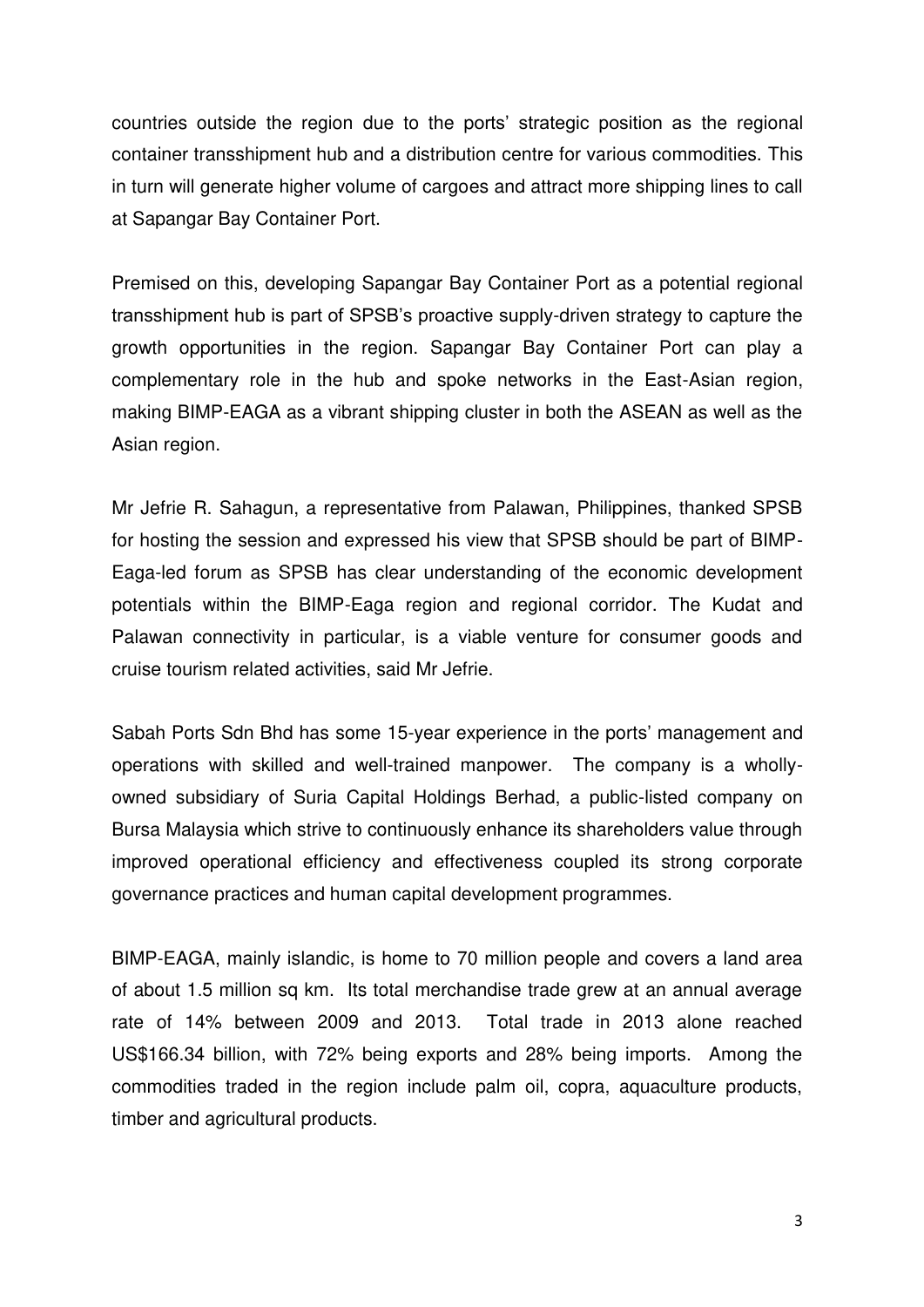countries outside the region due to the ports' strategic position as the regional container transshipment hub and a distribution centre for various commodities. This in turn will generate higher volume of cargoes and attract more shipping lines to call at Sapangar Bay Container Port.

Premised on this, developing Sapangar Bay Container Port as a potential regional transshipment hub is part of SPSB's proactive supply-driven strategy to capture the growth opportunities in the region. Sapangar Bay Container Port can play a complementary role in the hub and spoke networks in the East-Asian region, making BIMP-EAGA as a vibrant shipping cluster in both the ASEAN as well as the Asian region.

Mr Jefrie R. Sahagun, a representative from Palawan, Philippines, thanked SPSB for hosting the session and expressed his view that SPSB should be part of BIMP-Eaga-led forum as SPSB has clear understanding of the economic development potentials within the BIMP-Eaga region and regional corridor. The Kudat and Palawan connectivity in particular, is a viable venture for consumer goods and cruise tourism related activities, said Mr Jefrie.

Sabah Ports Sdn Bhd has some 15-year experience in the ports' management and operations with skilled and well-trained manpower. The company is a wholly-owned subsidiary of Suria Capital Holdings Berhad, a public-listed company on Bursa Malaysia which strive to continuously enhance its shareholders value through improved operational efficiency and effectiveness coupled its strong corporate governance practices and human capital development programmes.

BIMP-EAGA, mainly islandic, is home to 70 million people and covers a land area of about 1.5 million sq km. Its total merchandise trade grew at an annual average rate of 14% between 2009 and 2013. Total trade in 2013 alone reached US$166.34 billion, with 72% being exports and 28% being imports. Among the commodities traded in the region include palm oil, copra, aquaculture products, timber and agricultural products.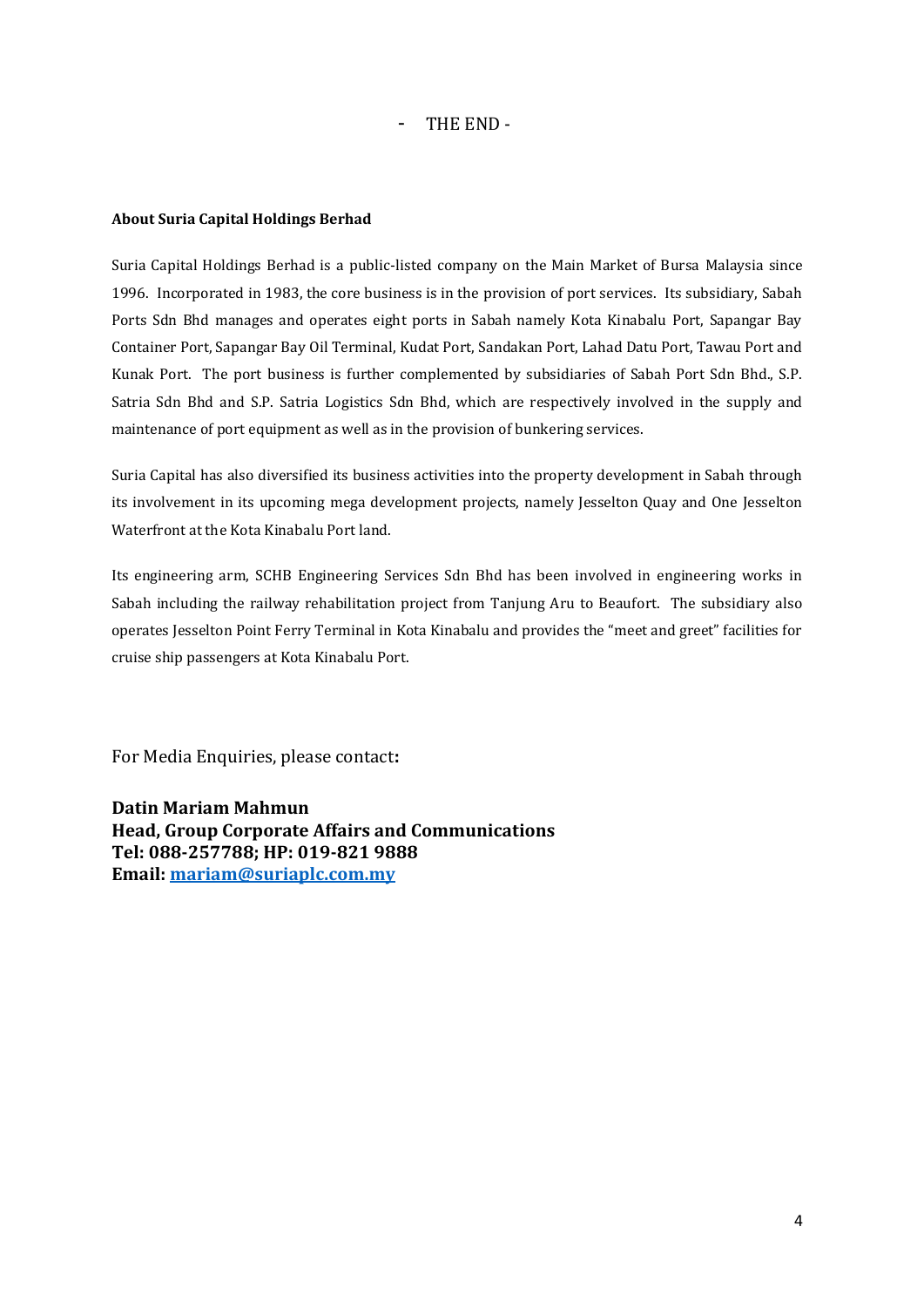- THE END -

**About Suria Capital Holdings Berhad**

Suria Capital Holdings Berhad is a public-listed company on the Main Market of Bursa Malaysia since 1996. Incorporated in 1983, the core business is in the provision of port services. Its subsidiary, Sabah Ports Sdn Bhd manages and operates eight ports in Sabah namely Kota Kinabalu Port, Sapangar Bay Container Port, Sapangar Bay Oil Terminal, Kudat Port, Sandakan Port, Lahad Datu Port, Tawau Port and Kunak Port. The port business is further complemented by subsidiaries of Sabah Port Sdn Bhd., S.P. Satria Sdn Bhd and S.P. Satria Logistics Sdn Bhd, which are respectively involved in the supply and maintenance of port equipment as well as in the provision of bunkering services.

Suria Capital has also diversified its business activities into the property development in Sabah through its involvement in its upcoming mega development projects, namely Jesselton Quay and One Jesselton Waterfront at the Kota Kinabalu Port land.

Its engineering arm, SCHB Engineering Services Sdn Bhd has been involved in engineering works in Sabah including the railway rehabilitation project from Tanjung Aru to Beaufort. The subsidiary also operates Jesselton Point Ferry Terminal in Kota Kinabalu and provides the "meet and greet" facilities for cruise ship passengers at Kota Kinabalu Port.

For Media Enquiries, please contact**:**

**Datin Mariam Mahmun**
**Head, Group Corporate Affairs and Communications**
**Tel: 088-257788; HP: 019-821 9888**
**Email: mariam@suriaplc.com.my**